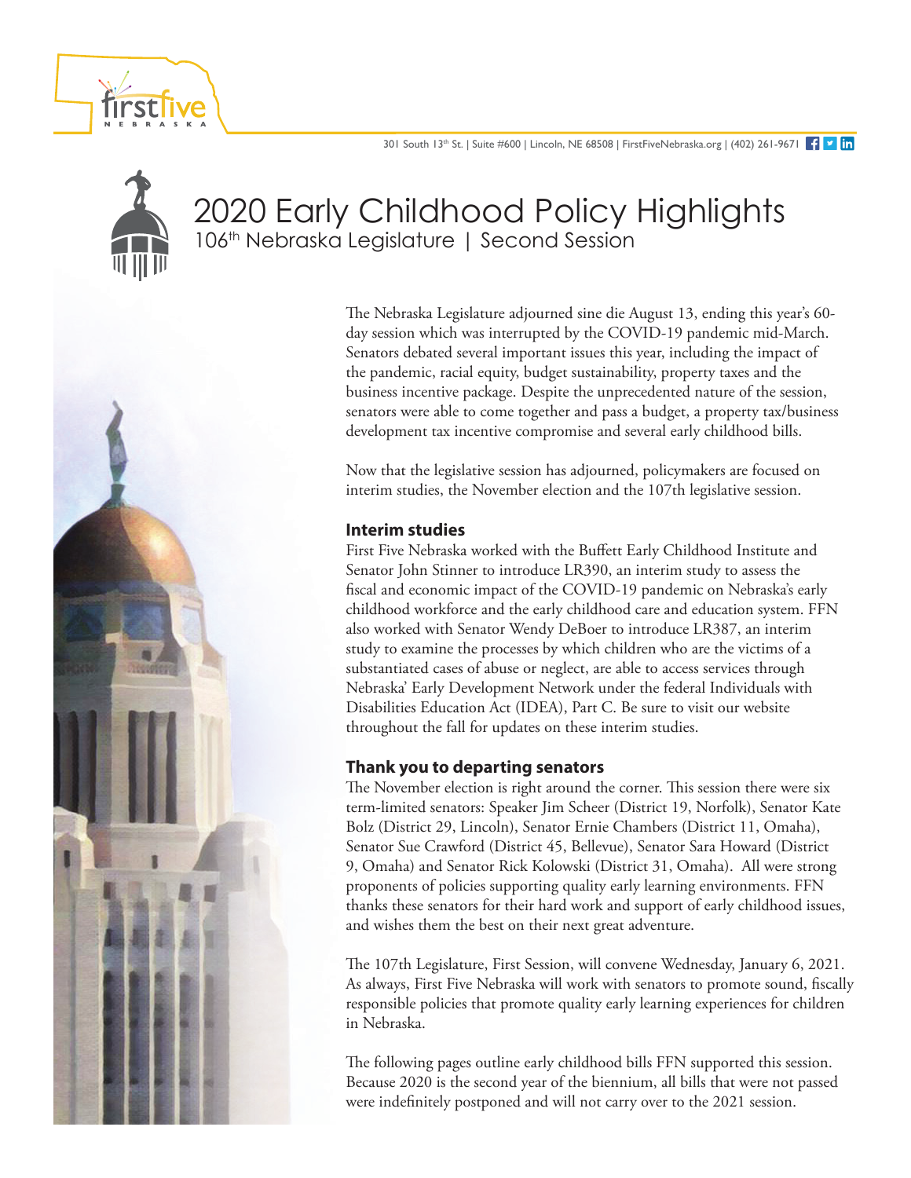301 South 13th St. | Suite #600 | Lincoln, NE 68508 | FirstFiveNebraska.org | (402) 261-9671

# 2020 Early Childhood Policy Highlights

## 106th Nebraska Legislature | Second Session

The Nebraska Legislature adjourned sine die August 13, ending this year's 60-day session which was interrupted by the COVID-19 pandemic mid-March. Senators debated several important issues this year, including the impact of the pandemic, racial equity, budget sustainability, property taxes and the business incentive package. Despite the unprecedented nature of the session, senators were able to come together and pass a budget, a property tax/business development tax incentive compromise and several early childhood bills.

Now that the legislative session has adjourned, policymakers are focused on interim studies, the November election and the 107th legislative session.

### Interim studies

First Five Nebraska worked with the Buffett Early Childhood Institute and Senator John Stinner to introduce LR390, an interim study to assess the fiscal and economic impact of the COVID-19 pandemic on Nebraska's early childhood workforce and the early childhood care and education system. FFN also worked with Senator Wendy DeBoer to introduce LR387, an interim study to examine the processes by which children who are the victims of a substantiated cases of abuse or neglect, are able to access services through Nebraska' Early Development Network under the federal Individuals with Disabilities Education Act (IDEA), Part C. Be sure to visit our website throughout the fall for updates on these interim studies.

### Thank you to departing senators

The November election is right around the corner. This session there were six term-limited senators: Speaker Jim Scheer (District 19, Norfolk), Senator Kate Bolz (District 29, Lincoln), Senator Ernie Chambers (District 11, Omaha), Senator Sue Crawford (District 45, Bellevue), Senator Sara Howard (District 9, Omaha) and Senator Rick Kolowski (District 31, Omaha). All were strong proponents of policies supporting quality early learning environments. FFN thanks these senators for their hard work and support of early childhood issues, and wishes them the best on their next great adventure.

The 107th Legislature, First Session, will convene Wednesday, January 6, 2021. As always, First Five Nebraska will work with senators to promote sound, fiscally responsible policies that promote quality early learning experiences for children in Nebraska.

The following pages outline early childhood bills FFN supported this session. Because 2020 is the second year of the biennium, all bills that were not passed were indefinitely postponed and will not carry over to the 2021 session.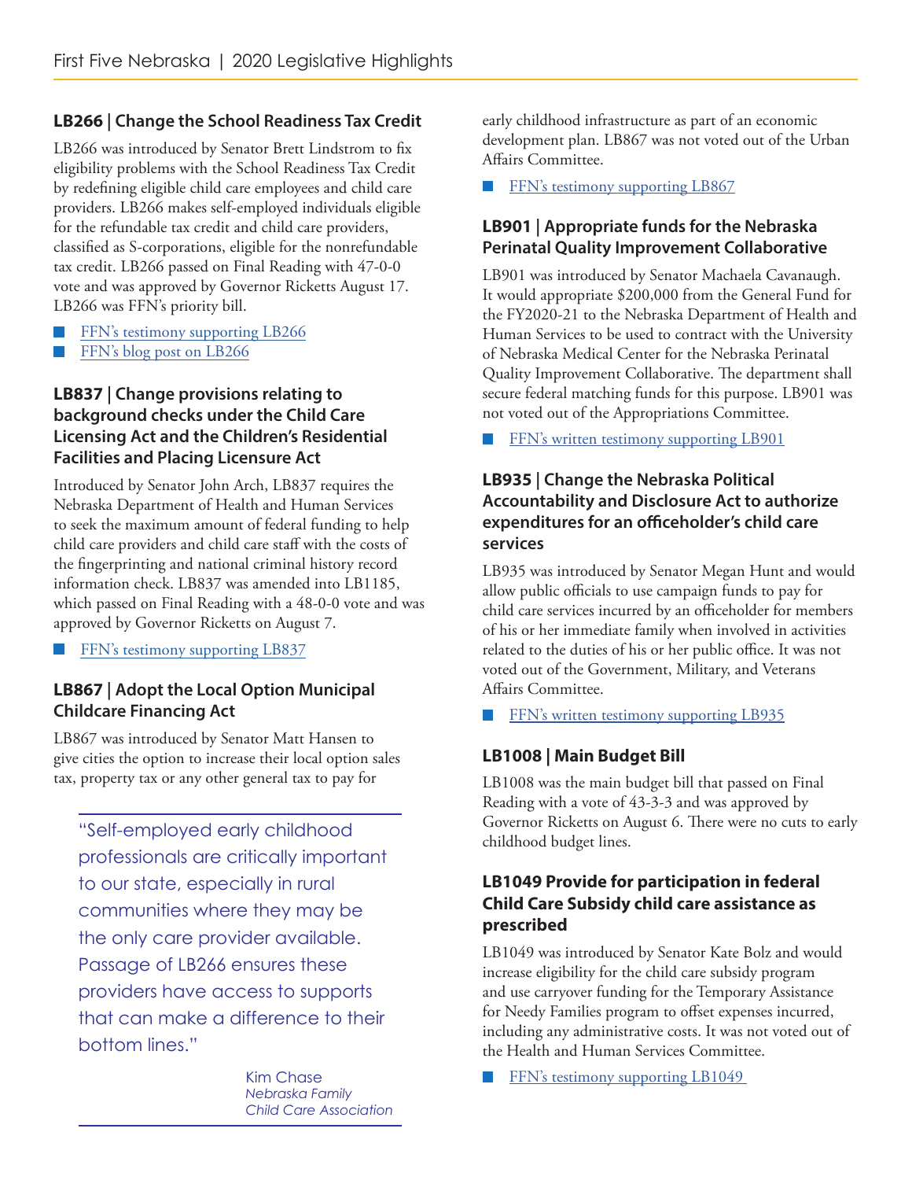## LB266 | Change the School Readiness Tax Credit

LB266 was introduced by Senator Brett Lindstrom to fix eligibility problems with the School Readiness Tax Credit by redefining eligible child care employees and child care providers. LB266 makes self-employed individuals eligible for the refundable tax credit and child care providers, classified as S-corporations, eligible for the nonrefundable tax credit. LB266 passed on Final Reading with 47-0-0 vote and was approved by Governor Ricketts August 17. LB266 was FFN's priority bill.

- FFN's testimony supporting LB266
- FFN's blog post on LB266

## LB837 | Change provisions relating to background checks under the Child Care Licensing Act and the Children's Residential Facilities and Placing Licensure Act

Introduced by Senator John Arch, LB837 requires the Nebraska Department of Health and Human Services to seek the maximum amount of federal funding to help child care providers and child care staff with the costs of the fingerprinting and national criminal history record information check. LB837 was amended into LB1185, which passed on Final Reading with a 48-0-0 vote and was approved by Governor Ricketts on August 7.

- FFN's testimony supporting LB837

## LB867 | Adopt the Local Option Municipal Childcare Financing Act

LB867 was introduced by Senator Matt Hansen to give cities the option to increase their local option sales tax, property tax or any other general tax to pay for early childhood infrastructure as part of an economic development plan. LB867 was not voted out of the Urban Affairs Committee.

- FFN's testimony supporting LB867

> "Self-employed early childhood professionals are critically important to our state, especially in rural communities where they may be the only care provider available. Passage of LB266 ensures these providers have access to supports that can make a difference to their bottom lines."
>
> Kim Chase
> *Nebraska Family Child Care Association*

## LB901 | Appropriate funds for the Nebraska Perinatal Quality Improvement Collaborative

LB901 was introduced by Senator Machaela Cavanaugh. It would appropriate $200,000 from the General Fund for the FY2020-21 to the Nebraska Department of Health and Human Services to be used to contract with the University of Nebraska Medical Center for the Nebraska Perinatal Quality Improvement Collaborative. The department shall secure federal matching funds for this purpose. LB901 was not voted out of the Appropriations Committee.

- FFN's written testimony supporting LB901

## LB935 | Change the Nebraska Political Accountability and Disclosure Act to authorize expenditures for an officeholder's child care services

LB935 was introduced by Senator Megan Hunt and would allow public officials to use campaign funds to pay for child care services incurred by an officeholder for members of his or her immediate family when involved in activities related to the duties of his or her public office. It was not voted out of the Government, Military, and Veterans Affairs Committee.

- FFN's written testimony supporting LB935

## LB1008 | Main Budget Bill

LB1008 was the main budget bill that passed on Final Reading with a vote of 43-3-3 and was approved by Governor Ricketts on August 6. There were no cuts to early childhood budget lines.

## LB1049 Provide for participation in federal Child Care Subsidy child care assistance as prescribed

LB1049 was introduced by Senator Kate Bolz and would increase eligibility for the child care subsidy program and use carryover funding for the Temporary Assistance for Needy Families program to offset expenses incurred, including any administrative costs. It was not voted out of the Health and Human Services Committee.

- FFN's testimony supporting LB1049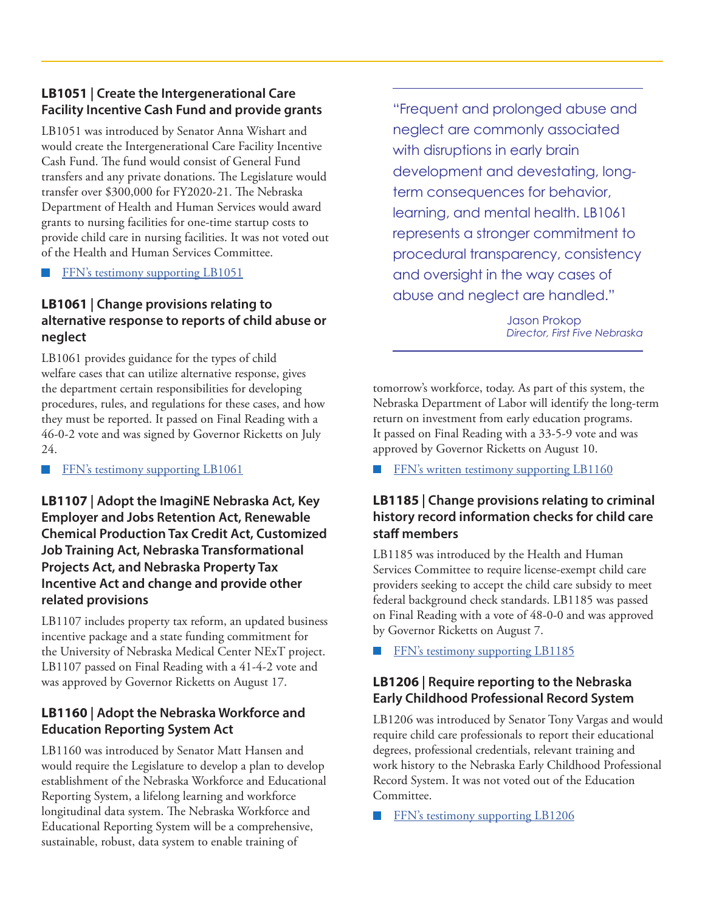### LB1051 | Create the Intergenerational Care Facility Incentive Cash Fund and provide grants

LB1051 was introduced by Senator Anna Wishart and would create the Intergenerational Care Facility Incentive Cash Fund. The fund would consist of General Fund transfers and any private donations. The Legislature would transfer over $300,000 for FY2020-21. The Nebraska Department of Health and Human Services would award grants to nursing facilities for one-time startup costs to provide child care in nursing facilities. It was not voted out of the Health and Human Services Committee.

- FFN's testimony supporting LB1051

### LB1061 | Change provisions relating to alternative response to reports of child abuse or neglect

LB1061 provides guidance for the types of child welfare cases that can utilize alternative response, gives the department certain responsibilities for developing procedures, rules, and regulations for these cases, and how they must be reported. It passed on Final Reading with a 46-0-2 vote and was signed by Governor Ricketts on July 24.

- FFN's testimony supporting LB1061

### LB1107 | Adopt the ImagiNE Nebraska Act, Key Employer and Jobs Retention Act, Renewable Chemical Production Tax Credit Act, Customized Job Training Act, Nebraska Transformational Projects Act, and Nebraska Property Tax Incentive Act and change and provide other related provisions

LB1107 includes property tax reform, an updated business incentive package and a state funding commitment for the University of Nebraska Medical Center NExT project. LB1107 passed on Final Reading with a 41-4-2 vote and was approved by Governor Ricketts on August 17.

### LB1160 | Adopt the Nebraska Workforce and Education Reporting System Act

LB1160 was introduced by Senator Matt Hansen and would require the Legislature to develop a plan to develop establishment of the Nebraska Workforce and Educational Reporting System, a lifelong learning and workforce longitudinal data system. The Nebraska Workforce and Educational Reporting System will be a comprehensive, sustainable, robust, data system to enable training of tomorrow's workforce, today. As part of this system, the Nebraska Department of Labor will identify the long-term return on investment from early education programs. It passed on Final Reading with a 33-5-9 vote and was approved by Governor Ricketts on August 10.

- FFN's written testimony supporting LB1160

> "Frequent and prolonged abuse and neglect are commonly associated with disruptions in early brain development and devestating, long-term consequences for behavior, learning, and mental health. LB1061 represents a stronger commitment to procedural transparency, consistency and oversight in the way cases of abuse and neglect are handled."
>
> Jason Prokop
> *Director, First Five Nebraska*

### LB1185 | Change provisions relating to criminal history record information checks for child care staff members

LB1185 was introduced by the Health and Human Services Committee to require license-exempt child care providers seeking to accept the child care subsidy to meet federal background check standards. LB1185 was passed on Final Reading with a vote of 48-0-0 and was approved by Governor Ricketts on August 7.

- FFN's testimony supporting LB1185

### LB1206 | Require reporting to the Nebraska Early Childhood Professional Record System

LB1206 was introduced by Senator Tony Vargas and would require child care professionals to report their educational degrees, professional credentials, relevant training and work history to the Nebraska Early Childhood Professional Record System. It was not voted out of the Education Committee.

- FFN's testimony supporting LB1206